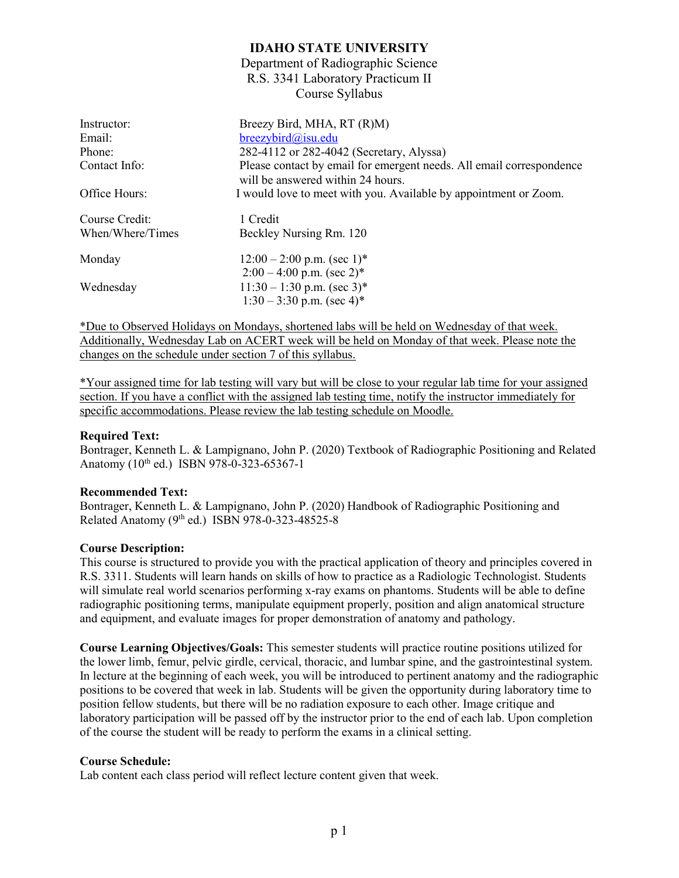**IDAHO STATE UNIVERSITY**
Department of Radiographic Science
R.S. 3341 Laboratory Practicum II
Course Syllabus

| | |
|---|---|
| Instructor: | Breezy Bird, MHA, RT (R)M) |
| Email: | breezybird@isu.edu |
| Phone: | 282-4112 or 282-4042 (Secretary, Alyssa) |
| Contact Info: | Please contact by email for emergent needs. All email correspondence will be answered within 24 hours. |
| Office Hours: | I would love to meet with you. Available by appointment or Zoom. |
| Course Credit: | 1 Credit |
| When/Where/Times | Beckley Nursing Rm. 120 |
| Monday | 12:00 – 2:00 p.m. (sec 1)* <br> 2:00 – 4:00 p.m. (sec 2)* |
| Wednesday | 11:30 – 1:30 p.m. (sec 3)* <br> 1:30 – 3:30 p.m. (sec 4)* |

*Due to Observed Holidays on Mondays, shortened labs will be held on Wednesday of that week. Additionally, Wednesday Lab on ACERT week will be held on Monday of that week. Please note the changes on the schedule under section 7 of this syllabus.

*Your assigned time for lab testing will vary but will be close to your regular lab time for your assigned section. If you have a conflict with the assigned lab testing time, notify the instructor immediately for specific accommodations. Please review the lab testing schedule on Moodle.

**Required Text:**
Bontrager, Kenneth L. & Lampignano, John P. (2020) Textbook of Radiographic Positioning and Related Anatomy (10th ed.) ISBN 978-0-323-65367-1

**Recommended Text:**
Bontrager, Kenneth L. & Lampignano, John P. (2020) Handbook of Radiographic Positioning and Related Anatomy (9th ed.) ISBN 978-0-323-48525-8

**Course Description:**
This course is structured to provide you with the practical application of theory and principles covered in R.S. 3311. Students will learn hands on skills of how to practice as a Radiologic Technologist. Students will simulate real world scenarios performing x-ray exams on phantoms. Students will be able to define radiographic positioning terms, manipulate equipment properly, position and align anatomical structure and equipment, and evaluate images for proper demonstration of anatomy and pathology.

**Course Learning Objectives/Goals:** This semester students will practice routine positions utilized for the lower limb, femur, pelvic girdle, cervical, thoracic, and lumbar spine, and the gastrointestinal system. In lecture at the beginning of each week, you will be introduced to pertinent anatomy and the radiographic positions to be covered that week in lab. Students will be given the opportunity during laboratory time to position fellow students, but there will be no radiation exposure to each other. Image critique and laboratory participation will be passed off by the instructor prior to the end of each lab. Upon completion of the course the student will be ready to perform the exams in a clinical setting.

**Course Schedule:**
Lab content each class period will reflect lecture content given that week.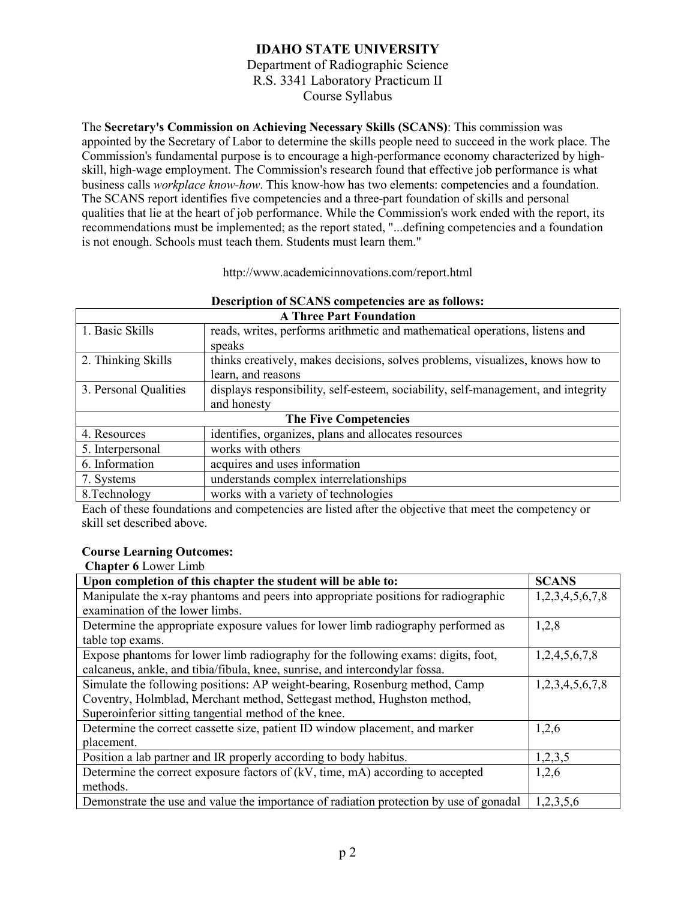**IDAHO STATE UNIVERSITY**
Department of Radiographic Science
R.S. 3341 Laboratory Practicum II
Course Syllabus

The **Secretary's Commission on Achieving Necessary Skills (SCANS)**: This commission was appointed by the Secretary of Labor to determine the skills people need to succeed in the work place. The Commission's fundamental purpose is to encourage a high-performance economy characterized by high-skill, high-wage employment. The Commission's research found that effective job performance is what business calls *workplace know-how*. This know-how has two elements: competencies and a foundation. The SCANS report identifies five competencies and a three-part foundation of skills and personal qualities that lie at the heart of job performance. While the Commission's work ended with the report, its recommendations must be implemented; as the report stated, "...defining competencies and a foundation is not enough. Schools must teach them. Students must learn them."

http://www.academicinnovations.com/report.html

**Description of SCANS competencies are as follows:**

| **A Three Part Foundation** | |
|---|---|
| 1. Basic Skills | reads, writes, performs arithmetic and mathematical operations, listens and speaks |
| 2. Thinking Skills | thinks creatively, makes decisions, solves problems, visualizes, knows how to learn, and reasons |
| 3. Personal Qualities | displays responsibility, self-esteem, sociability, self-management, and integrity and honesty |
| **The Five Competencies** | |
| 4. Resources | identifies, organizes, plans and allocates resources |
| 5. Interpersonal | works with others |
| 6. Information | acquires and uses information |
| 7. Systems | understands complex interrelationships |
| 8.Technology | works with a variety of technologies |

Each of these foundations and competencies are listed after the objective that meet the competency or skill set described above.

**Course Learning Outcomes:**

**Chapter 6** Lower Limb

| Upon completion of this chapter the student will be able to: | SCANS |
|---|---|
| Manipulate the x-ray phantoms and peers into appropriate positions for radiographic examination of the lower limbs. | 1,2,3,4,5,6,7,8 |
| Determine the appropriate exposure values for lower limb radiography performed as table top exams. | 1,2,8 |
| Expose phantoms for lower limb radiography for the following exams: digits, foot, calcaneus, ankle, and tibia/fibula, knee, sunrise, and intercondylar fossa. | 1,2,4,5,6,7,8 |
| Simulate the following positions: AP weight-bearing, Rosenburg method, Camp Coventry, Holmblad, Merchant method, Settegast method, Hughston method, Superoinferior sitting tangential method of the knee. | 1,2,3,4,5,6,7,8 |
| Determine the correct cassette size, patient ID window placement, and marker placement. | 1,2,6 |
| Position a lab partner and IR properly according to body habitus. | 1,2,3,5 |
| Determine the correct exposure factors of (kV, time, mA) according to accepted methods. | 1,2,6 |
| Demonstrate the use and value the importance of radiation protection by use of gonadal | 1,2,3,5,6 |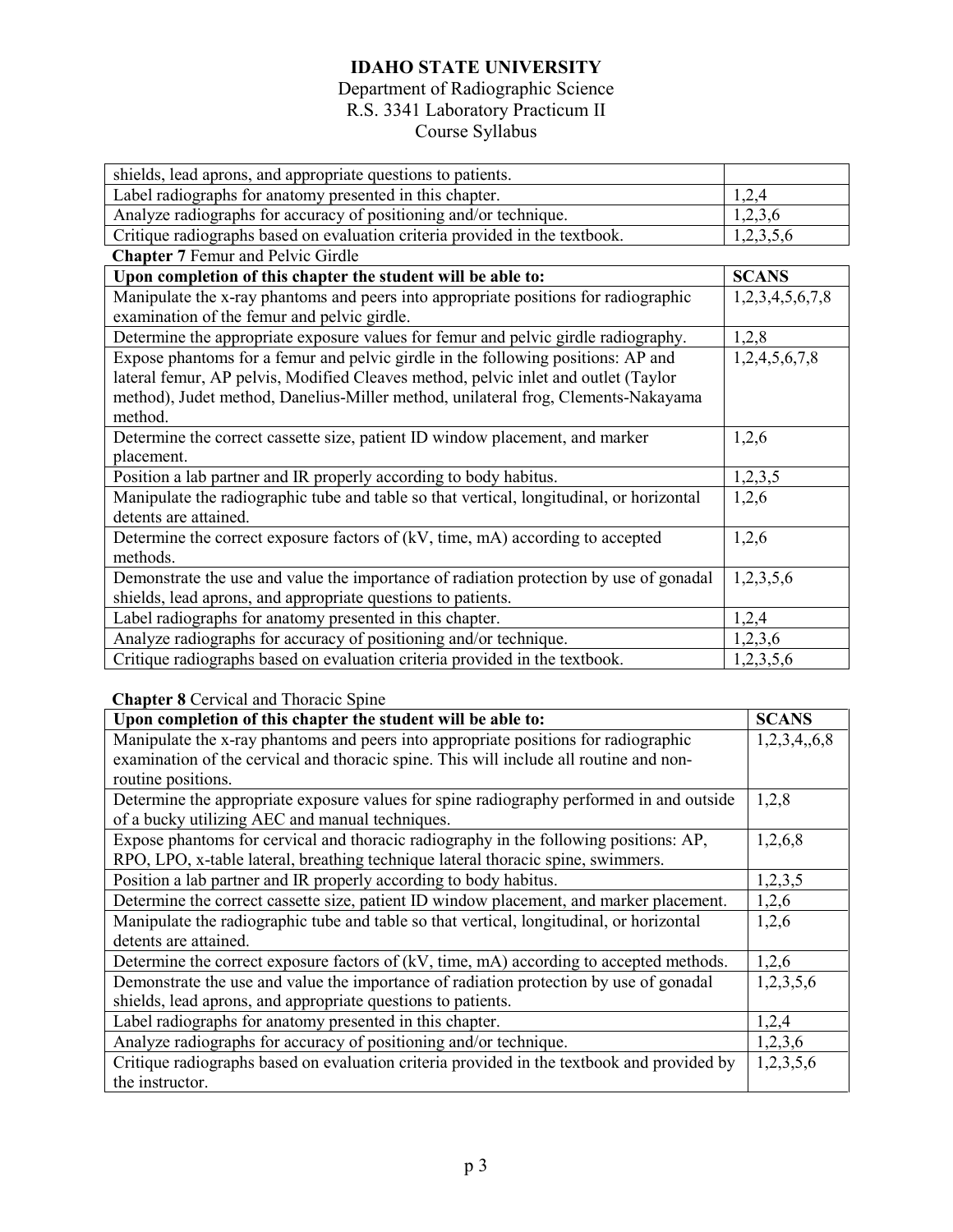| | |
|---|---|
| shields, lead aprons, and appropriate questions to patients. | |
| Label radiographs for anatomy presented in this chapter. | 1,2,4 |
| Analyze radiographs for accuracy of positioning and/or technique. | 1,2,3,6 |
| Critique radiographs based on evaluation criteria provided in the textbook. | 1,2,3,5,6 |

**Chapter 7** Femur and Pelvic Girdle

| Upon completion of this chapter the student will be able to: | SCANS |
|---|---|
| Manipulate the x-ray phantoms and peers into appropriate positions for radiographic examination of the femur and pelvic girdle. | 1,2,3,4,5,6,7,8 |
| Determine the appropriate exposure values for femur and pelvic girdle radiography. | 1,2,8 |
| Expose phantoms for a femur and pelvic girdle in the following positions: AP and lateral femur, AP pelvis, Modified Cleaves method, pelvic inlet and outlet (Taylor method), Judet method, Danelius-Miller method, unilateral frog, Clements-Nakayama method. | 1,2,4,5,6,7,8 |
| Determine the correct cassette size, patient ID window placement, and marker placement. | 1,2,6 |
| Position a lab partner and IR properly according to body habitus. | 1,2,3,5 |
| Manipulate the radiographic tube and table so that vertical, longitudinal, or horizontal detents are attained. | 1,2,6 |
| Determine the correct exposure factors of (kV, time, mA) according to accepted methods. | 1,2,6 |
| Demonstrate the use and value the importance of radiation protection by use of gonadal shields, lead aprons, and appropriate questions to patients. | 1,2,3,5,6 |
| Label radiographs for anatomy presented in this chapter. | 1,2,4 |
| Analyze radiographs for accuracy of positioning and/or technique. | 1,2,3,6 |
| Critique radiographs based on evaluation criteria provided in the textbook. | 1,2,3,5,6 |

**Chapter 8** Cervical and Thoracic Spine

| Upon completion of this chapter the student will be able to: | SCANS |
|---|---|
| Manipulate the x-ray phantoms and peers into appropriate positions for radiographic examination of the cervical and thoracic spine. This will include all routine and non-routine positions. | 1,2,3,4,,6,8 |
| Determine the appropriate exposure values for spine radiography performed in and outside of a bucky utilizing AEC and manual techniques. | 1,2,8 |
| Expose phantoms for cervical and thoracic radiography in the following positions: AP, RPO, LPO, x-table lateral, breathing technique lateral thoracic spine, swimmers. | 1,2,6,8 |
| Position a lab partner and IR properly according to body habitus. | 1,2,3,5 |
| Determine the correct cassette size, patient ID window placement, and marker placement. | 1,2,6 |
| Manipulate the radiographic tube and table so that vertical, longitudinal, or horizontal detents are attained. | 1,2,6 |
| Determine the correct exposure factors of (kV, time, mA) according to accepted methods. | 1,2,6 |
| Demonstrate the use and value the importance of radiation protection by use of gonadal shields, lead aprons, and appropriate questions to patients. | 1,2,3,5,6 |
| Label radiographs for anatomy presented in this chapter. | 1,2,4 |
| Analyze radiographs for accuracy of positioning and/or technique. | 1,2,3,6 |
| Critique radiographs based on evaluation criteria provided in the textbook and provided by the instructor. | 1,2,3,5,6 |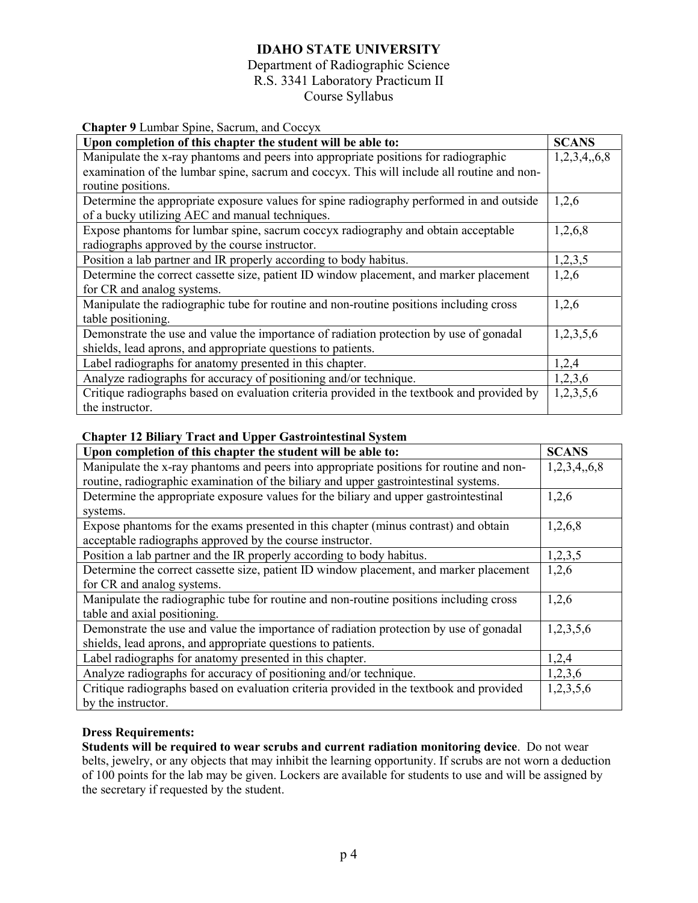# IDAHO STATE UNIVERSITY

Department of Radiographic Science
R.S. 3341 Laboratory Practicum II
Course Syllabus

**Chapter 9** Lumbar Spine, Sacrum, and Coccyx

| Upon completion of this chapter the student will be able to: | SCANS |
|---|---|
| Manipulate the x-ray phantoms and peers into appropriate positions for radiographic examination of the lumbar spine, sacrum and coccyx. This will include all routine and non-routine positions. | 1,2,3,4,,6,8 |
| Determine the appropriate exposure values for spine radiography performed in and outside of a bucky utilizing AEC and manual techniques. | 1,2,6 |
| Expose phantoms for lumbar spine, sacrum coccyx radiography and obtain acceptable radiographs approved by the course instructor. | 1,2,6,8 |
| Position a lab partner and IR properly according to body habitus. | 1,2,3,5 |
| Determine the correct cassette size, patient ID window placement, and marker placement for CR and analog systems. | 1,2,6 |
| Manipulate the radiographic tube for routine and non-routine positions including cross table positioning. | 1,2,6 |
| Demonstrate the use and value the importance of radiation protection by use of gonadal shields, lead aprons, and appropriate questions to patients. | 1,2,3,5,6 |
| Label radiographs for anatomy presented in this chapter. | 1,2,4 |
| Analyze radiographs for accuracy of positioning and/or technique. | 1,2,3,6 |
| Critique radiographs based on evaluation criteria provided in the textbook and provided by the instructor. | 1,2,3,5,6 |

**Chapter 12 Biliary Tract and Upper Gastrointestinal System**

| Upon completion of this chapter the student will be able to: | SCANS |
|---|---|
| Manipulate the x-ray phantoms and peers into appropriate positions for routine and non-routine, radiographic examination of the biliary and upper gastrointestinal systems. | 1,2,3,4,,6,8 |
| Determine the appropriate exposure values for the biliary and upper gastrointestinal systems. | 1,2,6 |
| Expose phantoms for the exams presented in this chapter (minus contrast) and obtain acceptable radiographs approved by the course instructor. | 1,2,6,8 |
| Position a lab partner and the IR properly according to body habitus. | 1,2,3,5 |
| Determine the correct cassette size, patient ID window placement, and marker placement for CR and analog systems. | 1,2,6 |
| Manipulate the radiographic tube for routine and non-routine positions including cross table and axial positioning. | 1,2,6 |
| Demonstrate the use and value the importance of radiation protection by use of gonadal shields, lead aprons, and appropriate questions to patients. | 1,2,3,5,6 |
| Label radiographs for anatomy presented in this chapter. | 1,2,4 |
| Analyze radiographs for accuracy of positioning and/or technique. | 1,2,3,6 |
| Critique radiographs based on evaluation criteria provided in the textbook and provided by the instructor. | 1,2,3,5,6 |

**Dress Requirements:**

**Students will be required to wear scrubs and current radiation monitoring device**. Do not wear belts, jewelry, or any objects that may inhibit the learning opportunity. If scrubs are not worn a deduction of 100 points for the lab may be given. Lockers are available for students to use and will be assigned by the secretary if requested by the student.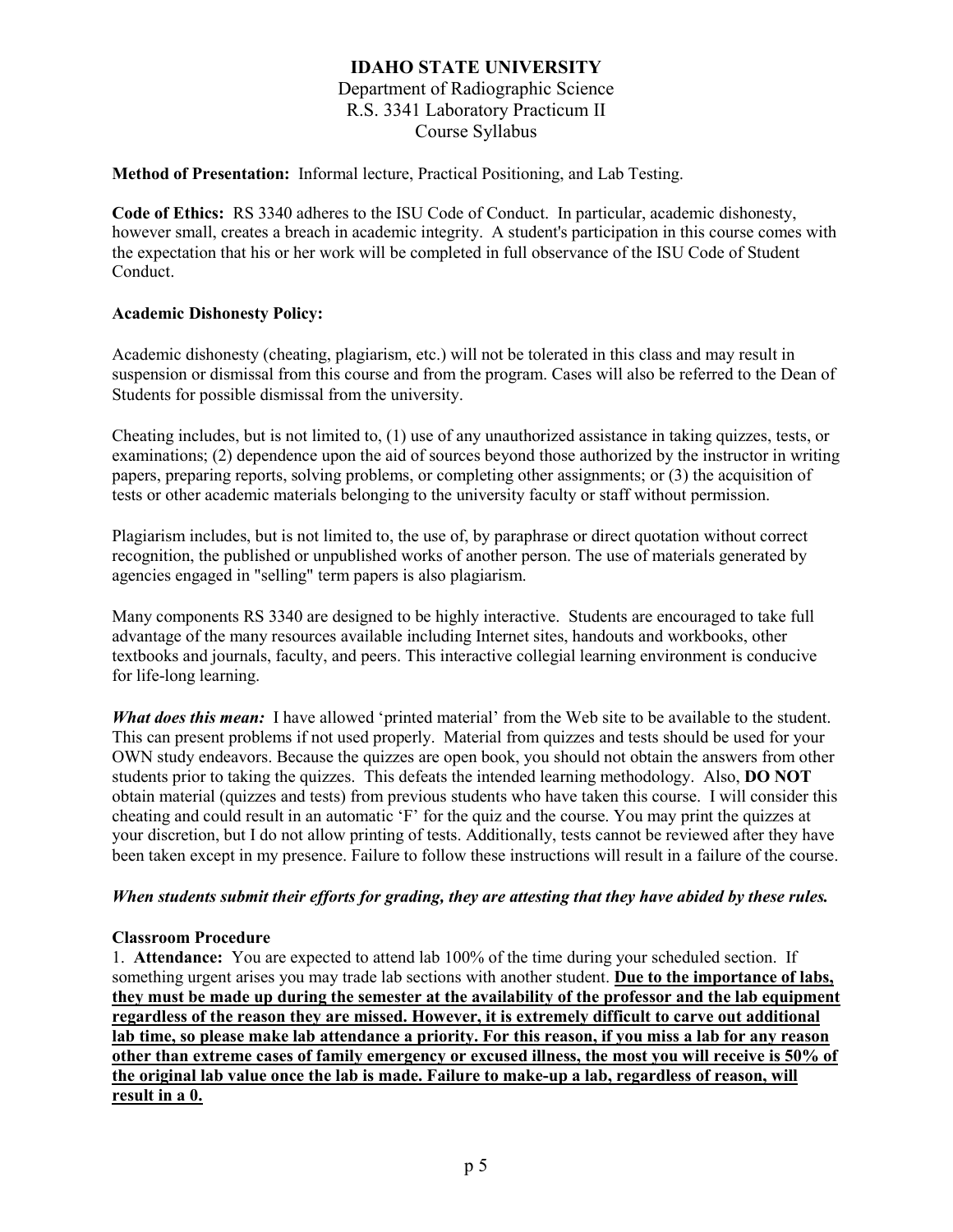# IDAHO STATE UNIVERSITY

Department of Radiographic Science
R.S. 3341 Laboratory Practicum II
Course Syllabus

**Method of Presentation:** Informal lecture, Practical Positioning, and Lab Testing.

**Code of Ethics:** RS 3340 adheres to the ISU Code of Conduct. In particular, academic dishonesty, however small, creates a breach in academic integrity. A student's participation in this course comes with the expectation that his or her work will be completed in full observance of the ISU Code of Student Conduct.

**Academic Dishonesty Policy:**

Academic dishonesty (cheating, plagiarism, etc.) will not be tolerated in this class and may result in suspension or dismissal from this course and from the program. Cases will also be referred to the Dean of Students for possible dismissal from the university.

Cheating includes, but is not limited to, (1) use of any unauthorized assistance in taking quizzes, tests, or examinations; (2) dependence upon the aid of sources beyond those authorized by the instructor in writing papers, preparing reports, solving problems, or completing other assignments; or (3) the acquisition of tests or other academic materials belonging to the university faculty or staff without permission.

Plagiarism includes, but is not limited to, the use of, by paraphrase or direct quotation without correct recognition, the published or unpublished works of another person. The use of materials generated by agencies engaged in "selling" term papers is also plagiarism.

Many components RS 3340 are designed to be highly interactive. Students are encouraged to take full advantage of the many resources available including Internet sites, handouts and workbooks, other textbooks and journals, faculty, and peers. This interactive collegial learning environment is conducive for life-long learning.

***What does this mean:*** I have allowed 'printed material' from the Web site to be available to the student. This can present problems if not used properly. Material from quizzes and tests should be used for your OWN study endeavors. Because the quizzes are open book, you should not obtain the answers from other students prior to taking the quizzes. This defeats the intended learning methodology. Also, **DO NOT** obtain material (quizzes and tests) from previous students who have taken this course. I will consider this cheating and could result in an automatic 'F' for the quiz and the course. You may print the quizzes at your discretion, but I do not allow printing of tests. Additionally, tests cannot be reviewed after they have been taken except in my presence. Failure to follow these instructions will result in a failure of the course.

***When students submit their efforts for grading, they are attesting that they have abided by these rules.***

**Classroom Procedure**

1. **Attendance:** You are expected to attend lab 100% of the time during your scheduled section. If something urgent arises you may trade lab sections with another student. **Due to the importance of labs, they must be made up during the semester at the availability of the professor and the lab equipment regardless of the reason they are missed. However, it is extremely difficult to carve out additional lab time, so please make lab attendance a priority. For this reason, if you miss a lab for any reason other than extreme cases of family emergency or excused illness, the most you will receive is 50% of the original lab value once the lab is made. Failure to make-up a lab, regardless of reason, will result in a 0.**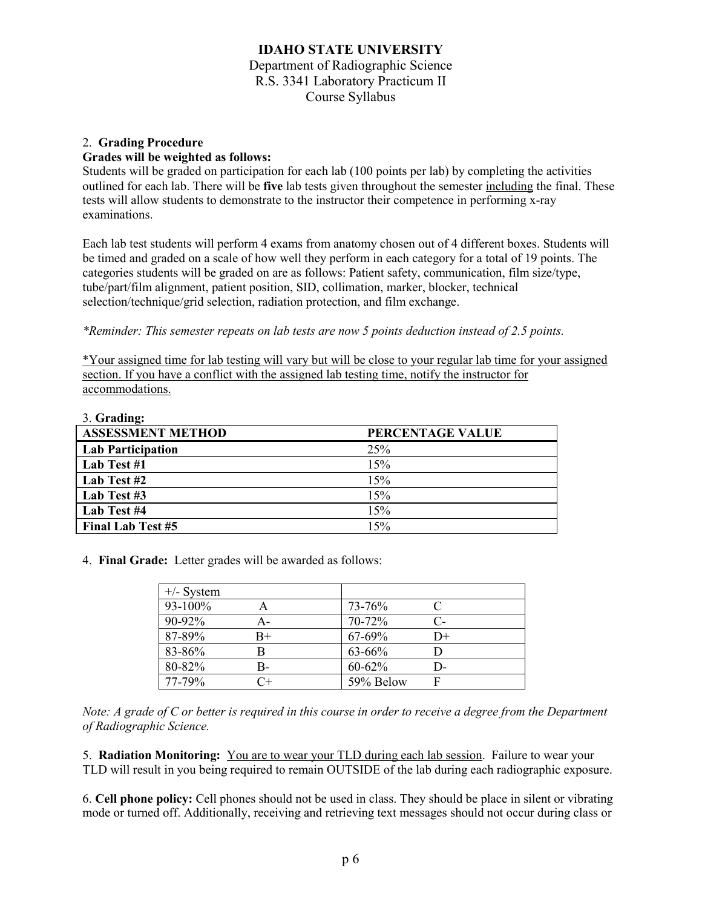**IDAHO STATE UNIVERSITY**
Department of Radiographic Science
R.S. 3341 Laboratory Practicum II
Course Syllabus

2. **Grading Procedure**

**Grades will be weighted as follows:**

Students will be graded on participation for each lab (100 points per lab) by completing the activities outlined for each lab. There will be **five** lab tests given throughout the semester <u>including</u> the final. These tests will allow students to demonstrate to the instructor their competence in performing x-ray examinations.

Each lab test students will perform 4 exams from anatomy chosen out of 4 different boxes. Students will be timed and graded on a scale of how well they perform in each category for a total of 19 points. The categories students will be graded on are as follows: Patient safety, communication, film size/type, tube/part/film alignment, patient position, SID, collimation, marker, blocker, technical selection/technique/grid selection, radiation protection, and film exchange.

*\*Reminder: This semester repeats on lab tests are now 5 points deduction instead of 2.5 points.*

<u>\*Your assigned time for lab testing will vary but will be close to your regular lab time for your assigned section. If you have a conflict with the assigned lab testing time, notify the instructor for accommodations.</u>

3. **Grading:**

| **ASSESSMENT METHOD** | **PERCENTAGE VALUE** |
|---|---|
| **Lab Participation** | 25% |
| **Lab Test #1** | 15% |
| **Lab Test #2** | 15% |
| **Lab Test #3** | 15% |
| **Lab Test #4** | 15% |
| **Final Lab Test #5** | 15% |

4. **Final Grade:** Letter grades will be awarded as follows:

| +/- System | | | |
|---|---|---|---|
| 93-100% | A | 73-76% | C |
| 90-92% | A- | 70-72% | C- |
| 87-89% | B+ | 67-69% | D+ |
| 83-86% | B | 63-66% | D |
| 80-82% | B- | 60-62% | D- |
| 77-79% | C+ | 59% Below | F |

*Note: A grade of C or better is required in this course in order to receive a degree from the Department of Radiographic Science.*

5. **Radiation Monitoring:** <u>You are to wear your TLD during each lab session</u>. Failure to wear your TLD will result in you being required to remain OUTSIDE of the lab during each radiographic exposure.

6. **Cell phone policy:** Cell phones should not be used in class. They should be place in silent or vibrating mode or turned off. Additionally, receiving and retrieving text messages should not occur during class or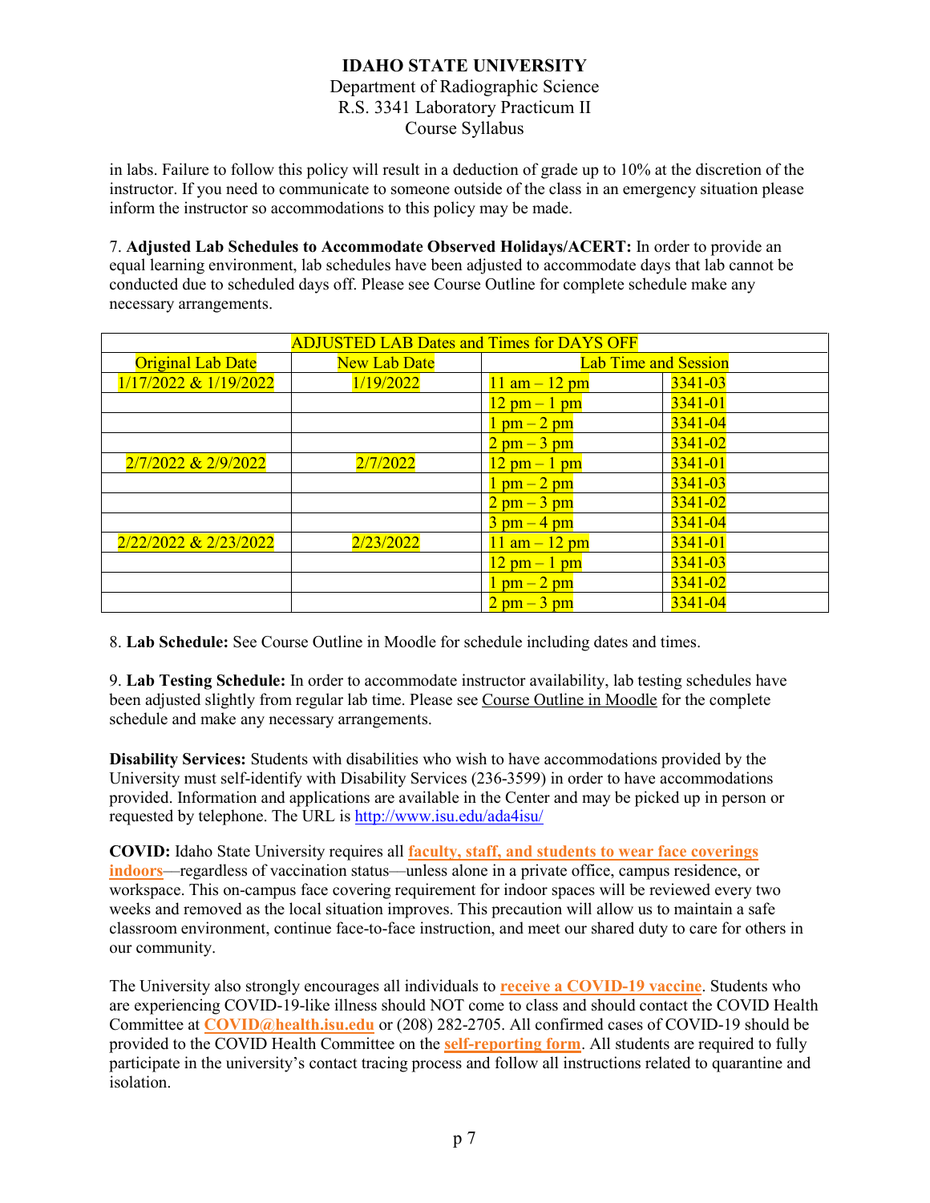in labs. Failure to follow this policy will result in a deduction of grade up to 10% at the discretion of the instructor. If you need to communicate to someone outside of the class in an emergency situation please inform the instructor so accommodations to this policy may be made.

7. **Adjusted Lab Schedules to Accommodate Observed Holidays/ACERT:** In order to provide an equal learning environment, lab schedules have been adjusted to accommodate days that lab cannot be conducted due to scheduled days off. Please see Course Outline for complete schedule make any necessary arrangements.

| ADJUSTED LAB Dates and Times for DAYS OFF | | | |
|---|---|---|---|
| Original Lab Date | New Lab Date | Lab Time and Session | |
| 1/17/2022 & 1/19/2022 | 1/19/2022 | 11 am – 12 pm | 3341-03 |
| | | 12 pm – 1 pm | 3341-01 |
| | | 1 pm – 2 pm | 3341-04 |
| | | 2 pm – 3 pm | 3341-02 |
| 2/7/2022 & 2/9/2022 | 2/7/2022 | 12 pm – 1 pm | 3341-01 |
| | | 1 pm – 2 pm | 3341-03 |
| | | 2 pm – 3 pm | 3341-02 |
| | | 3 pm – 4 pm | 3341-04 |
| 2/22/2022 & 2/23/2022 | 2/23/2022 | 11 am – 12 pm | 3341-01 |
| | | 12 pm – 1 pm | 3341-03 |
| | | 1 pm – 2 pm | 3341-02 |
| | | 2 pm – 3 pm | 3341-04 |

8. **Lab Schedule:** See Course Outline in Moodle for schedule including dates and times.

9. **Lab Testing Schedule:** In order to accommodate instructor availability, lab testing schedules have been adjusted slightly from regular lab time. Please see Course Outline in Moodle for the complete schedule and make any necessary arrangements.

**Disability Services:** Students with disabilities who wish to have accommodations provided by the University must self-identify with Disability Services (236-3599) in order to have accommodations provided. Information and applications are available in the Center and may be picked up in person or requested by telephone. The URL is http://www.isu.edu/ada4isu/

**COVID:** Idaho State University requires all **faculty, staff, and students to wear face coverings indoors**—regardless of vaccination status—unless alone in a private office, campus residence, or workspace. This on-campus face covering requirement for indoor spaces will be reviewed every two weeks and removed as the local situation improves. This precaution will allow us to maintain a safe classroom environment, continue face-to-face instruction, and meet our shared duty to care for others in our community.

The University also strongly encourages all individuals to **receive a COVID-19 vaccine**. Students who are experiencing COVID-19-like illness should NOT come to class and should contact the COVID Health Committee at **COVID@health.isu.edu** or (208) 282-2705. All confirmed cases of COVID-19 should be provided to the COVID Health Committee on the **self-reporting form**. All students are required to fully participate in the university's contact tracing process and follow all instructions related to quarantine and isolation.